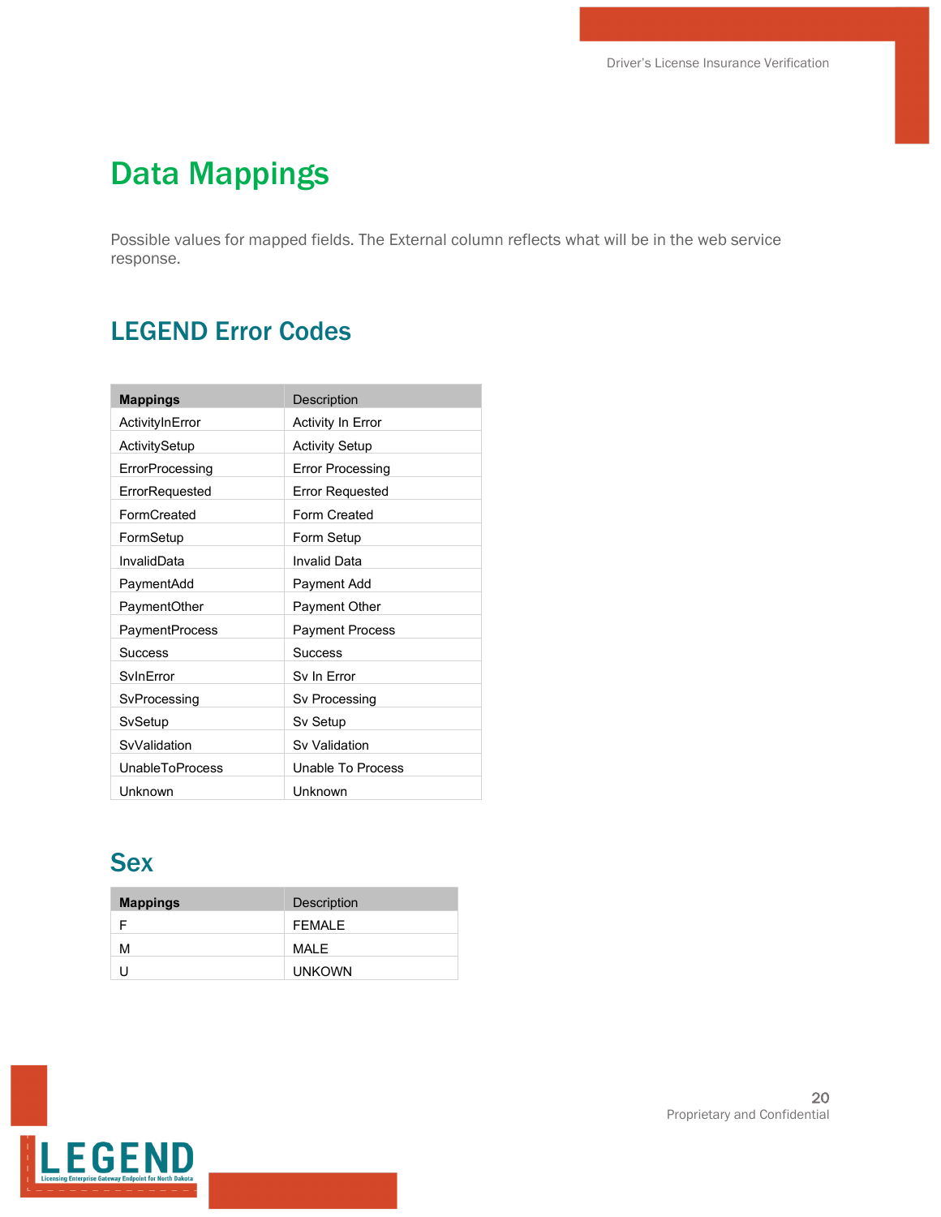# Data Mappings

Possible values for mapped fields. The External column reflects what will be in the web service response.

## LEGEND Error Codes

| **Mappings** | Description |
| --- | --- |
| ActivityInError | Activity In Error |
| ActivitySetup | Activity Setup |
| ErrorProcessing | Error Processing |
| ErrorRequested | Error Requested |
| FormCreated | Form Created |
| FormSetup | Form Setup |
| InvalidData | Invalid Data |
| PaymentAdd | Payment Add |
| PaymentOther | Payment Other |
| PaymentProcess | Payment Process |
| Success | Success |
| SvInError | Sv In Error |
| SvProcessing | Sv Processing |
| SvSetup | Sv Setup |
| SvValidation | Sv Validation |
| UnableToProcess | Unable To Process |
| Unknown | Unknown |

## Sex

| **Mappings** | Description |
| --- | --- |
| F | FEMALE |
| M | MALE |
| U | UNKOWN |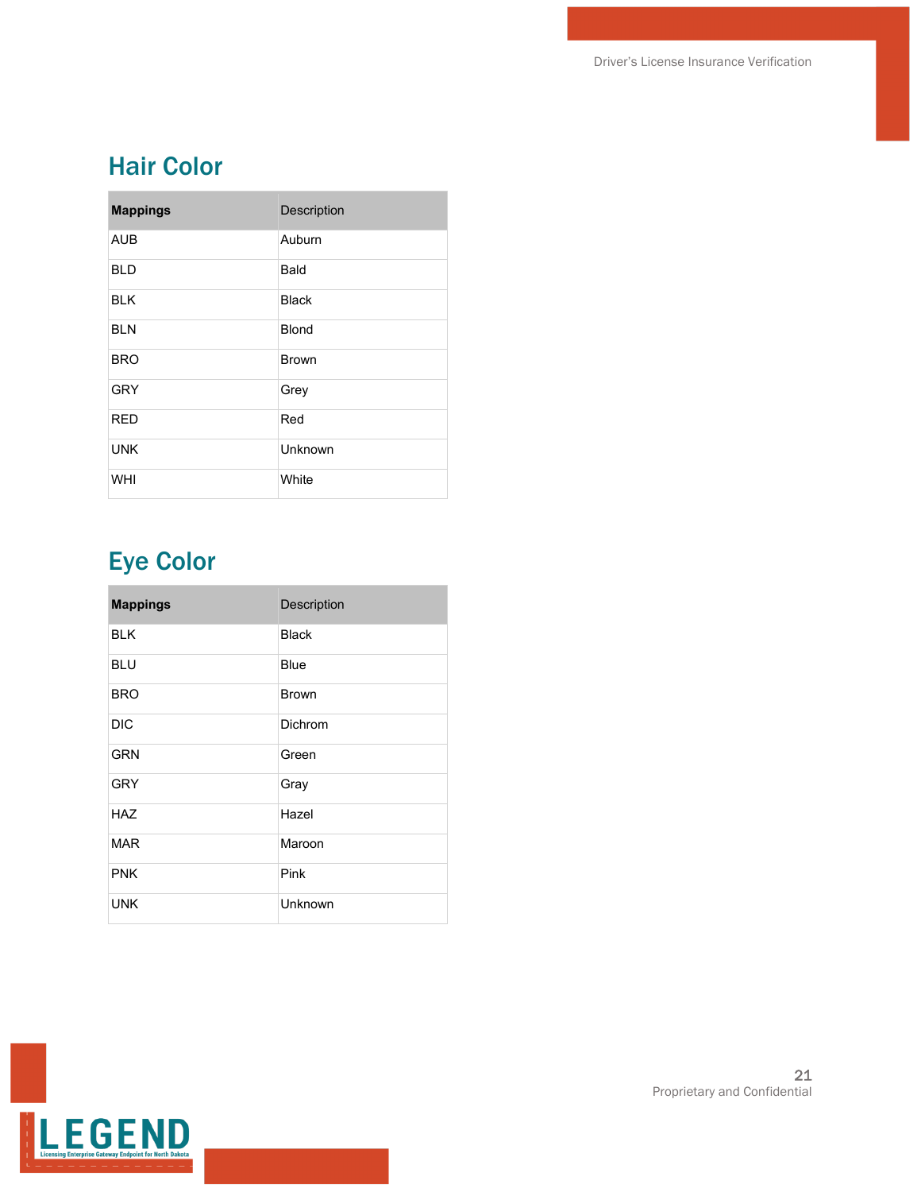## Hair Color

| **Mappings** | Description |
|---|---|
| AUB | Auburn |
| BLD | Bald |
| BLK | Black |
| BLN | Blond |
| BRO | Brown |
| GRY | Grey |
| RED | Red |
| UNK | Unknown |
| WHI | White |

## Eye Color

| **Mappings** | Description |
|---|---|
| BLK | Black |
| BLU | Blue |
| BRO | Brown |
| DIC | Dichrom |
| GRN | Green |
| GRY | Gray |
| HAZ | Hazel |
| MAR | Maroon |
| PNK | Pink |
| UNK | Unknown |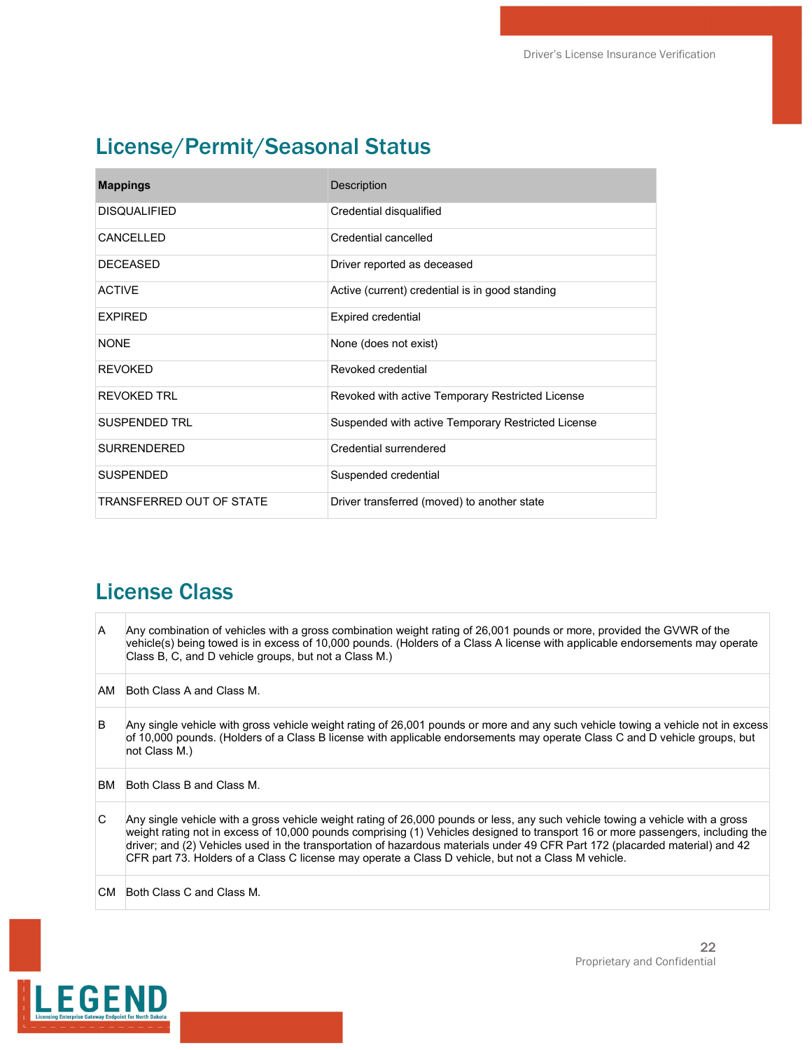## License/Permit/Seasonal Status

| **Mappings** | Description |
|---|---|
| DISQUALIFIED | Credential disqualified |
| CANCELLED | Credential cancelled |
| DECEASED | Driver reported as deceased |
| ACTIVE | Active (current) credential is in good standing |
| EXPIRED | Expired credential |
| NONE | None (does not exist) |
| REVOKED | Revoked credential |
| REVOKED TRL | Revoked with active Temporary Restricted License |
| SUSPENDED TRL | Suspended with active Temporary Restricted License |
| SURRENDERED | Credential surrendered |
| SUSPENDED | Suspended credential |
| TRANSFERRED OUT OF STATE | Driver transferred (moved) to another state |

## License Class

| | |
|---|---|
| A | Any combination of vehicles with a gross combination weight rating of 26,001 pounds or more, provided the GVWR of the vehicle(s) being towed is in excess of 10,000 pounds. (Holders of a Class A license with applicable endorsements may operate Class B, C, and D vehicle groups, but not a Class M.) |
| AM | Both Class A and Class M. |
| B | Any single vehicle with gross vehicle weight rating of 26,001 pounds or more and any such vehicle towing a vehicle not in excess of 10,000 pounds. (Holders of a Class B license with applicable endorsements may operate Class C and D vehicle groups, but not Class M.) |
| BM | Both Class B and Class M. |
| C | Any single vehicle with a gross vehicle weight rating of 26,000 pounds or less, any such vehicle towing a vehicle with a gross weight rating not in excess of 10,000 pounds comprising (1) Vehicles designed to transport 16 or more passengers, including the driver; and (2) Vehicles used in the transportation of hazardous materials under 49 CFR Part 172 (placarded material) and 42 CFR part 73. Holders of a Class C license may operate a Class D vehicle, but not a Class M vehicle. |
| CM | Both Class C and Class M. |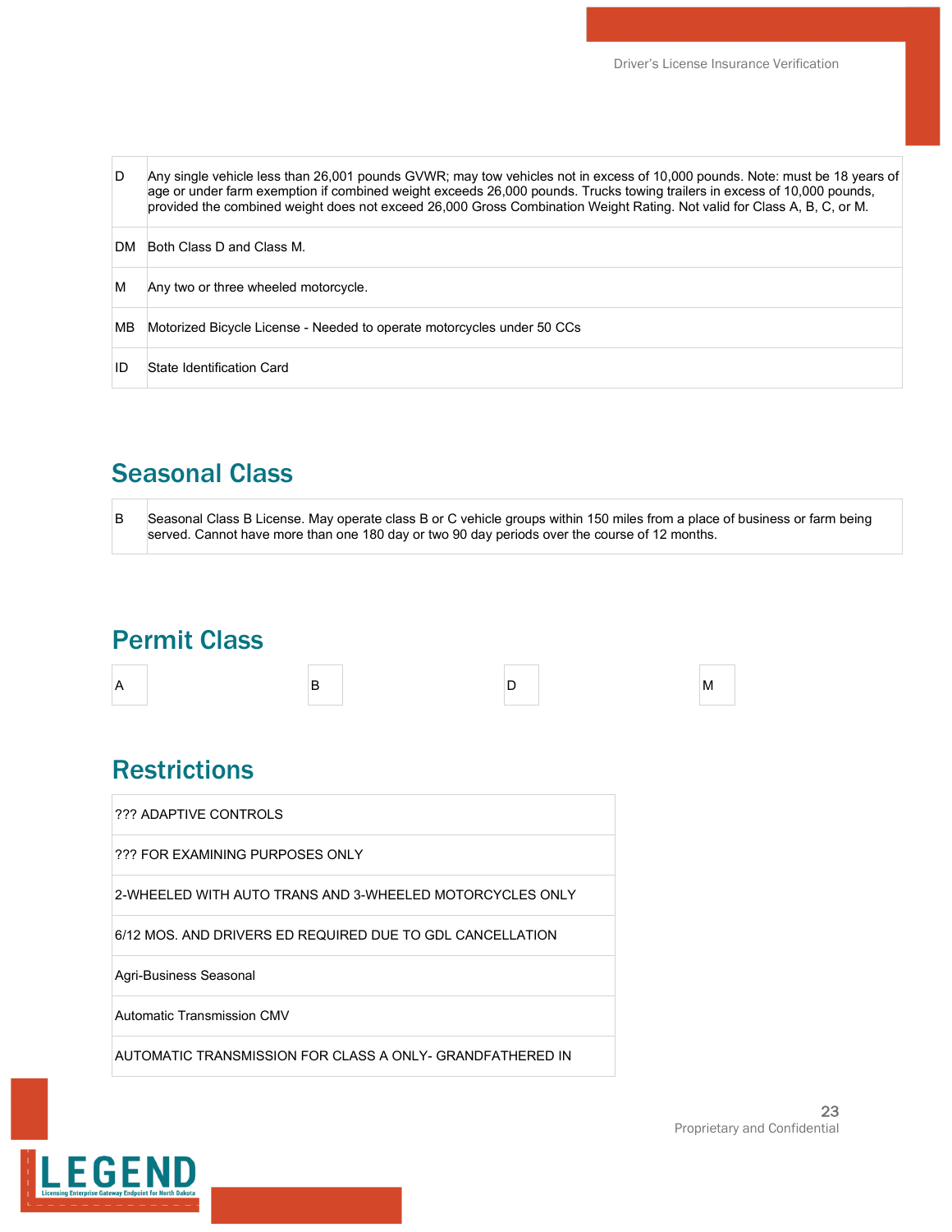| | |
|---|---|
| D | Any single vehicle less than 26,001 pounds GVWR; may tow vehicles not in excess of 10,000 pounds. Note: must be 18 years of age or under farm exemption if combined weight exceeds 26,000 pounds. Trucks towing trailers in excess of 10,000 pounds, provided the combined weight does not exceed 26,000 Gross Combination Weight Rating. Not valid for Class A, B, C, or M. |
| DM | Both Class D and Class M. |
| M | Any two or three wheeled motorcycle. |
| MB | Motorized Bicycle License - Needed to operate motorcycles under 50 CCs |
| ID | State Identification Card |

## Seasonal Class

| | |
|---|---|
| B | Seasonal Class B License. May operate class B or C vehicle groups within 150 miles from a place of business or farm being served. Cannot have more than one 180 day or two 90 day periods over the course of 12 months. |

## Permit Class

| | | | |
|---|---|---|---|
| A | B | D | M |

## Restrictions

| |
|---|
| ??? ADAPTIVE CONTROLS |
| ??? FOR EXAMINING PURPOSES ONLY |
| 2-WHEELED WITH AUTO TRANS AND 3-WHEELED MOTORCYCLES ONLY |
| 6/12 MOS. AND DRIVERS ED REQUIRED DUE TO GDL CANCELLATION |
| Agri-Business Seasonal |
| Automatic Transmission CMV |
| AUTOMATIC TRANSMISSION FOR CLASS A ONLY- GRANDFATHERED IN |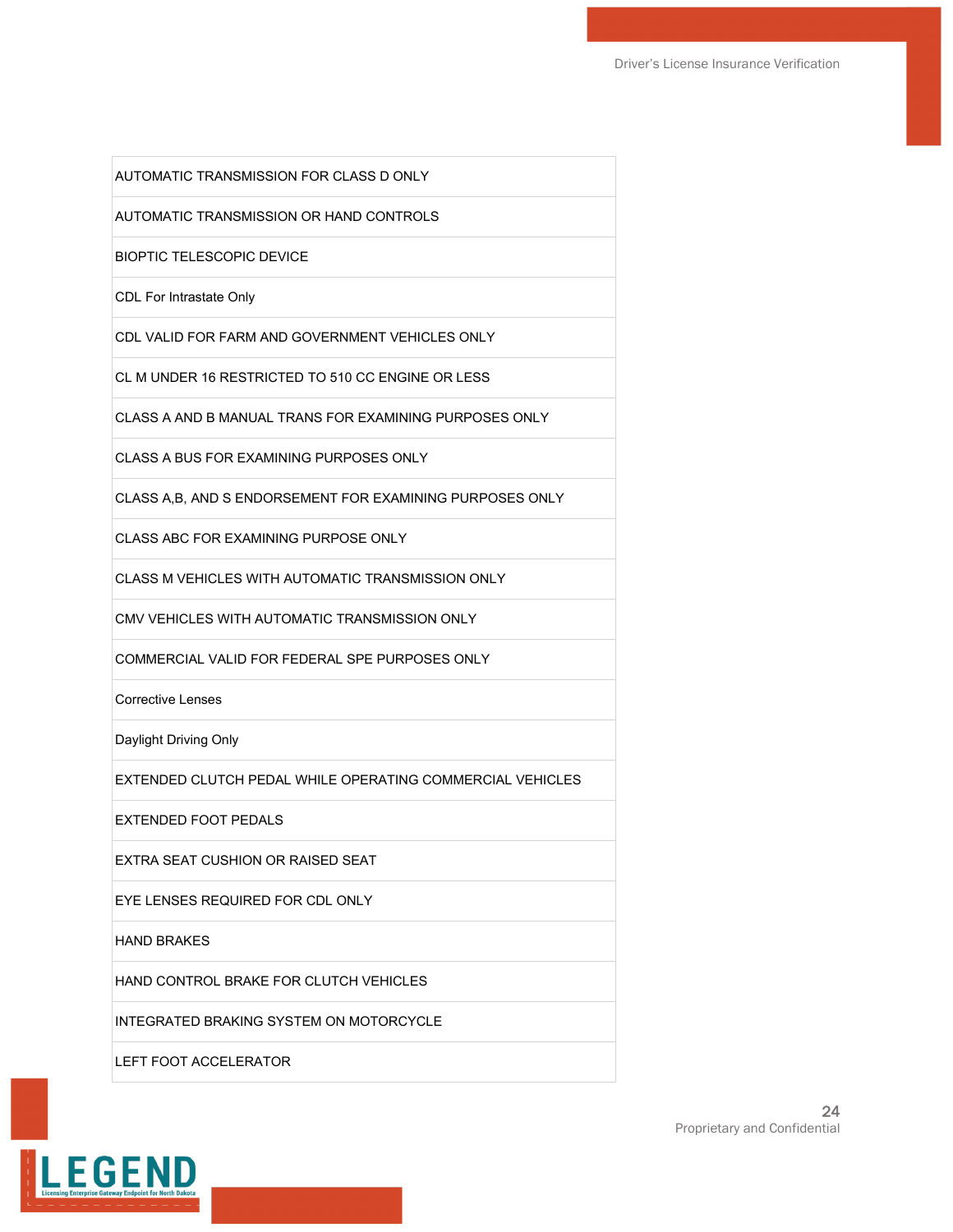| |
|---|
| AUTOMATIC TRANSMISSION FOR CLASS D ONLY |
| AUTOMATIC TRANSMISSION OR HAND CONTROLS |
| BIOPTIC TELESCOPIC DEVICE |
| CDL For Intrastate Only |
| CDL VALID FOR FARM AND GOVERNMENT VEHICLES ONLY |
| CL M UNDER 16 RESTRICTED TO 510 CC ENGINE OR LESS |
| CLASS A AND B MANUAL TRANS FOR EXAMINING PURPOSES ONLY |
| CLASS A BUS FOR EXAMINING PURPOSES ONLY |
| CLASS A,B, AND S ENDORSEMENT FOR EXAMINING PURPOSES ONLY |
| CLASS ABC FOR EXAMINING PURPOSE ONLY |
| CLASS M VEHICLES WITH AUTOMATIC TRANSMISSION ONLY |
| CMV VEHICLES WITH AUTOMATIC TRANSMISSION ONLY |
| COMMERCIAL VALID FOR FEDERAL SPE PURPOSES ONLY |
| Corrective Lenses |
| Daylight Driving Only |
| EXTENDED CLUTCH PEDAL WHILE OPERATING COMMERCIAL VEHICLES |
| EXTENDED FOOT PEDALS |
| EXTRA SEAT CUSHION OR RAISED SEAT |
| EYE LENSES REQUIRED FOR CDL ONLY |
| HAND BRAKES |
| HAND CONTROL BRAKE FOR CLUTCH VEHICLES |
| INTEGRATED BRAKING SYSTEM ON MOTORCYCLE |
| LEFT FOOT ACCELERATOR |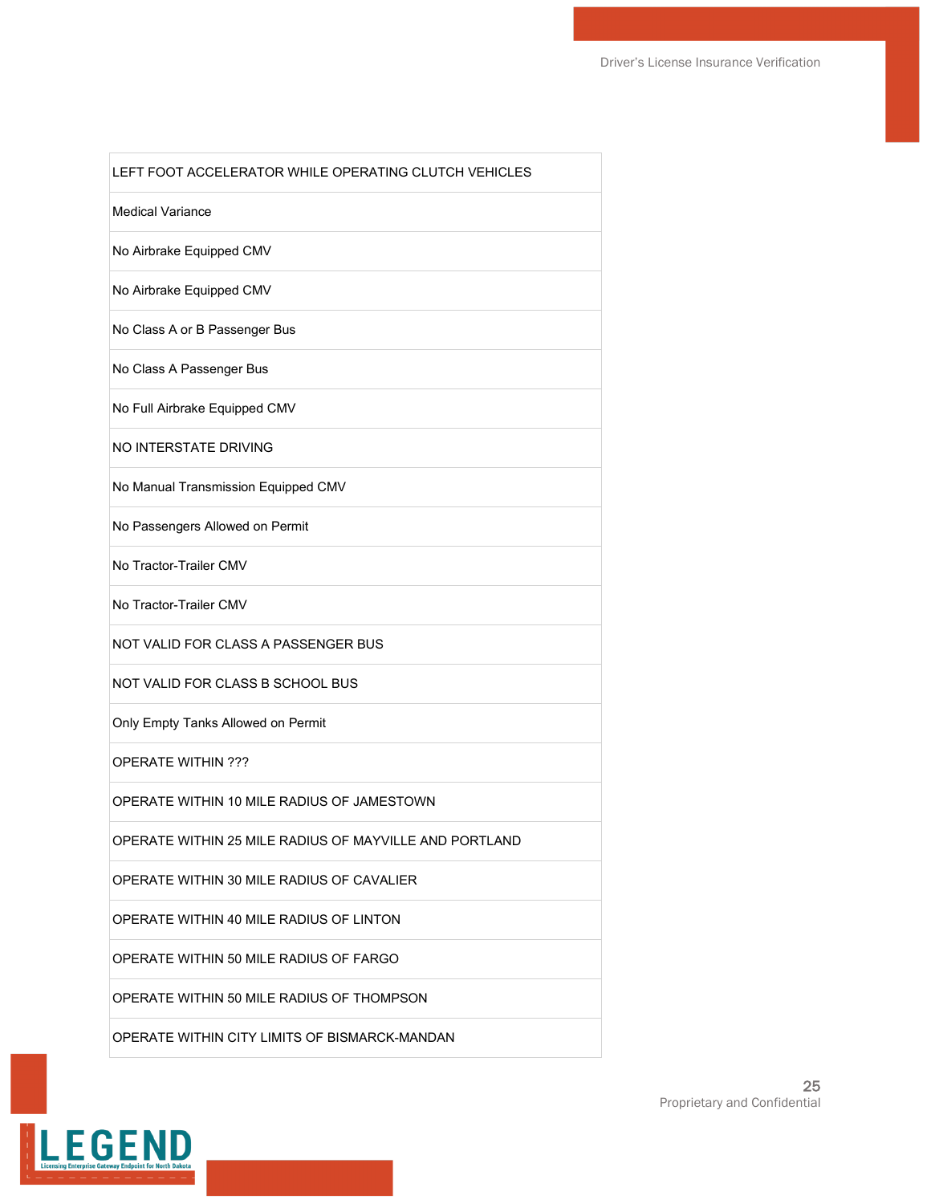| |
|---|
| LEFT FOOT ACCELERATOR WHILE OPERATING CLUTCH VEHICLES |
| Medical Variance |
| No Airbrake Equipped CMV |
| No Airbrake Equipped CMV |
| No Class A or B Passenger Bus |
| No Class A Passenger Bus |
| No Full Airbrake Equipped CMV |
| NO INTERSTATE DRIVING |
| No Manual Transmission Equipped CMV |
| No Passengers Allowed on Permit |
| No Tractor-Trailer CMV |
| No Tractor-Trailer CMV |
| NOT VALID FOR CLASS A PASSENGER BUS |
| NOT VALID FOR CLASS B SCHOOL BUS |
| Only Empty Tanks Allowed on Permit |
| OPERATE WITHIN ??? |
| OPERATE WITHIN 10 MILE RADIUS OF JAMESTOWN |
| OPERATE WITHIN 25 MILE RADIUS OF MAYVILLE AND PORTLAND |
| OPERATE WITHIN 30 MILE RADIUS OF CAVALIER |
| OPERATE WITHIN 40 MILE RADIUS OF LINTON |
| OPERATE WITHIN 50 MILE RADIUS OF FARGO |
| OPERATE WITHIN 50 MILE RADIUS OF THOMPSON |
| OPERATE WITHIN CITY LIMITS OF BISMARCK-MANDAN |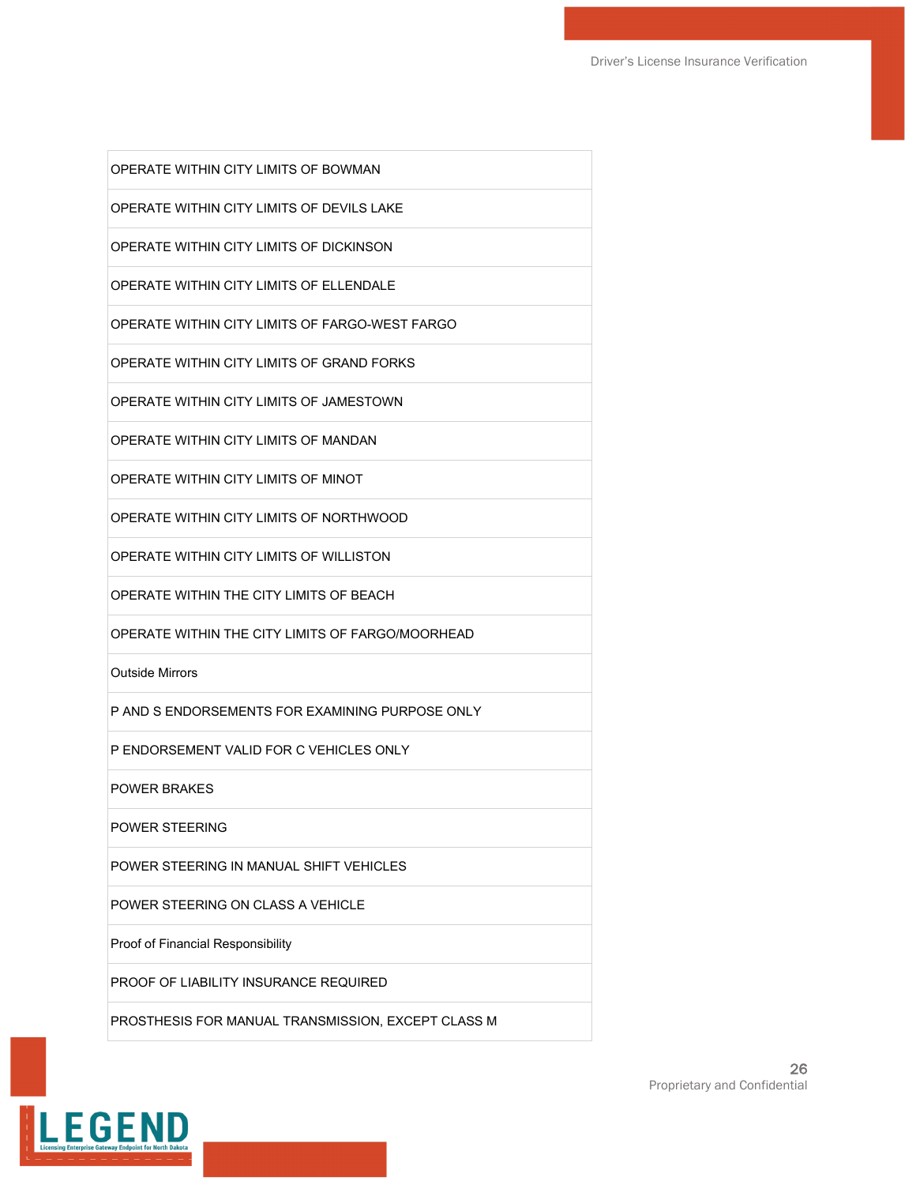| OPERATE WITHIN CITY LIMITS OF BOWMAN |
|---|
| OPERATE WITHIN CITY LIMITS OF DEVILS LAKE |
| OPERATE WITHIN CITY LIMITS OF DICKINSON |
| OPERATE WITHIN CITY LIMITS OF ELLENDALE |
| OPERATE WITHIN CITY LIMITS OF FARGO-WEST FARGO |
| OPERATE WITHIN CITY LIMITS OF GRAND FORKS |
| OPERATE WITHIN CITY LIMITS OF JAMESTOWN |
| OPERATE WITHIN CITY LIMITS OF MANDAN |
| OPERATE WITHIN CITY LIMITS OF MINOT |
| OPERATE WITHIN CITY LIMITS OF NORTHWOOD |
| OPERATE WITHIN CITY LIMITS OF WILLISTON |
| OPERATE WITHIN THE CITY LIMITS OF BEACH |
| OPERATE WITHIN THE CITY LIMITS OF FARGO/MOORHEAD |
| Outside Mirrors |
| P AND S ENDORSEMENTS FOR EXAMINING PURPOSE ONLY |
| P ENDORSEMENT VALID FOR C VEHICLES ONLY |
| POWER BRAKES |
| POWER STEERING |
| POWER STEERING IN MANUAL SHIFT VEHICLES |
| POWER STEERING ON CLASS A VEHICLE |
| Proof of Financial Responsibility |
| PROOF OF LIABILITY INSURANCE REQUIRED |
| PROSTHESIS FOR MANUAL TRANSMISSION, EXCEPT CLASS M |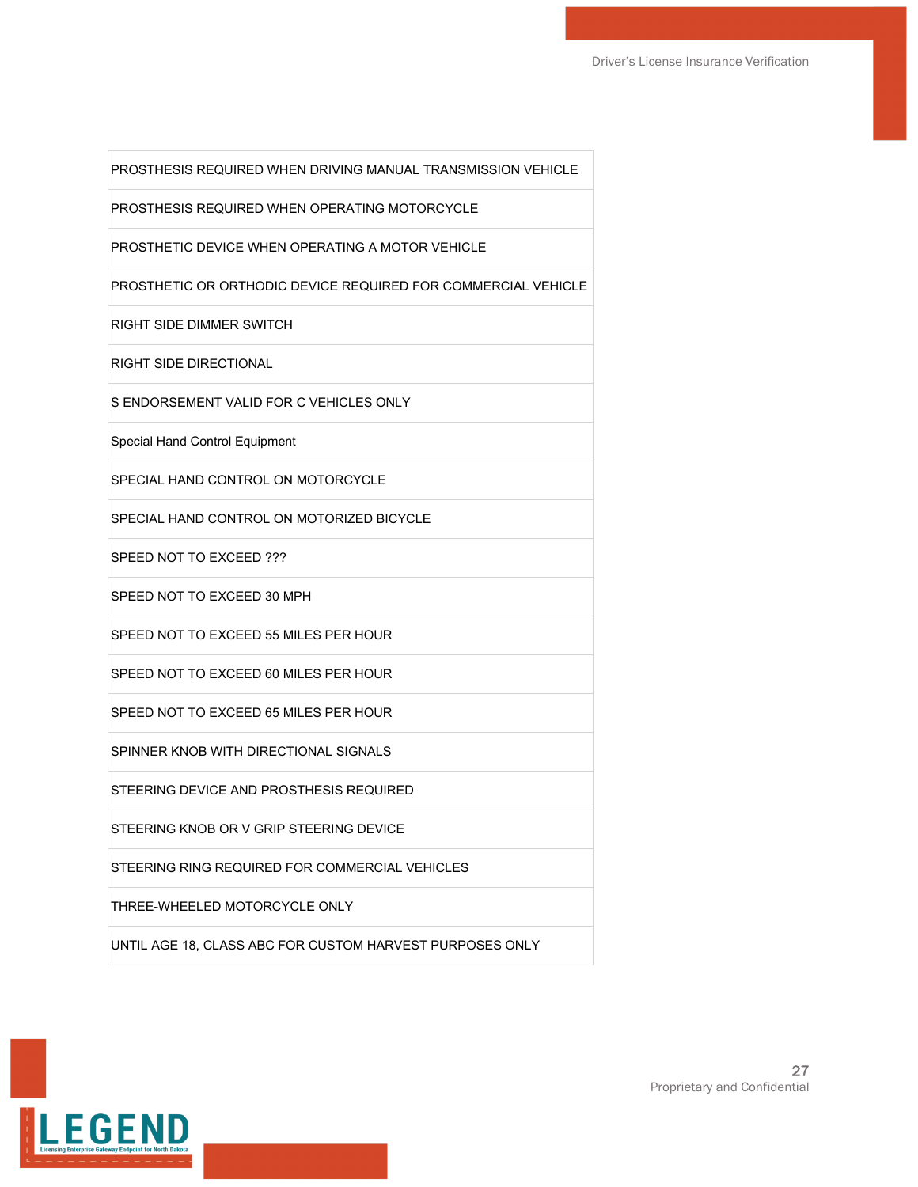| PROSTHESIS REQUIRED WHEN DRIVING MANUAL TRANSMISSION VEHICLE |
|---|
| PROSTHESIS REQUIRED WHEN OPERATING MOTORCYCLE |
| PROSTHETIC DEVICE WHEN OPERATING A MOTOR VEHICLE |
| PROSTHETIC OR ORTHODIC DEVICE REQUIRED FOR COMMERCIAL VEHICLE |
| RIGHT SIDE DIMMER SWITCH |
| RIGHT SIDE DIRECTIONAL |
| S ENDORSEMENT VALID FOR C VEHICLES ONLY |
| Special Hand Control Equipment |
| SPECIAL HAND CONTROL ON MOTORCYCLE |
| SPECIAL HAND CONTROL ON MOTORIZED BICYCLE |
| SPEED NOT TO EXCEED ??? |
| SPEED NOT TO EXCEED 30 MPH |
| SPEED NOT TO EXCEED 55 MILES PER HOUR |
| SPEED NOT TO EXCEED 60 MILES PER HOUR |
| SPEED NOT TO EXCEED 65 MILES PER HOUR |
| SPINNER KNOB WITH DIRECTIONAL SIGNALS |
| STEERING DEVICE AND PROSTHESIS REQUIRED |
| STEERING KNOB OR V GRIP STEERING DEVICE |
| STEERING RING REQUIRED FOR COMMERCIAL VEHICLES |
| THREE-WHEELED MOTORCYCLE ONLY |
| UNTIL AGE 18, CLASS ABC FOR CUSTOM HARVEST PURPOSES ONLY |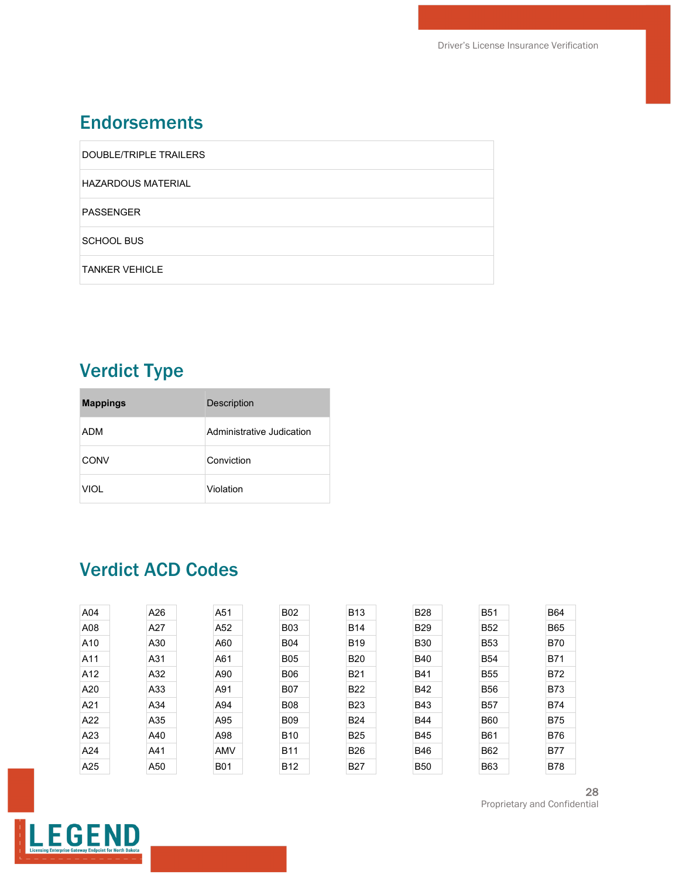## Endorsements

| |
|---|
| DOUBLE/TRIPLE TRAILERS |
| HAZARDOUS MATERIAL |
| PASSENGER |
| SCHOOL BUS |
| TANKER VEHICLE |

## Verdict Type

| **Mappings** | Description |
|---|---|
| ADM | Administrative Judication |
| CONV | Conviction |
| VIOL | Violation |

## Verdict ACD Codes

| | | | | | | | |
|---|---|---|---|---|---|---|---|
| A04 | A26 | A51 | B02 | B13 | B28 | B51 | B64 |
| A08 | A27 | A52 | B03 | B14 | B29 | B52 | B65 |
| A10 | A30 | A60 | B04 | B19 | B30 | B53 | B70 |
| A11 | A31 | A61 | B05 | B20 | B40 | B54 | B71 |
| A12 | A32 | A90 | B06 | B21 | B41 | B55 | B72 |
| A20 | A33 | A91 | B07 | B22 | B42 | B56 | B73 |
| A21 | A34 | A94 | B08 | B23 | B43 | B57 | B74 |
| A22 | A35 | A95 | B09 | B24 | B44 | B60 | B75 |
| A23 | A40 | A98 | B10 | B25 | B45 | B61 | B76 |
| A24 | A41 | AMV | B11 | B26 | B46 | B62 | B77 |
| A25 | A50 | B01 | B12 | B27 | B50 | B63 | B78 |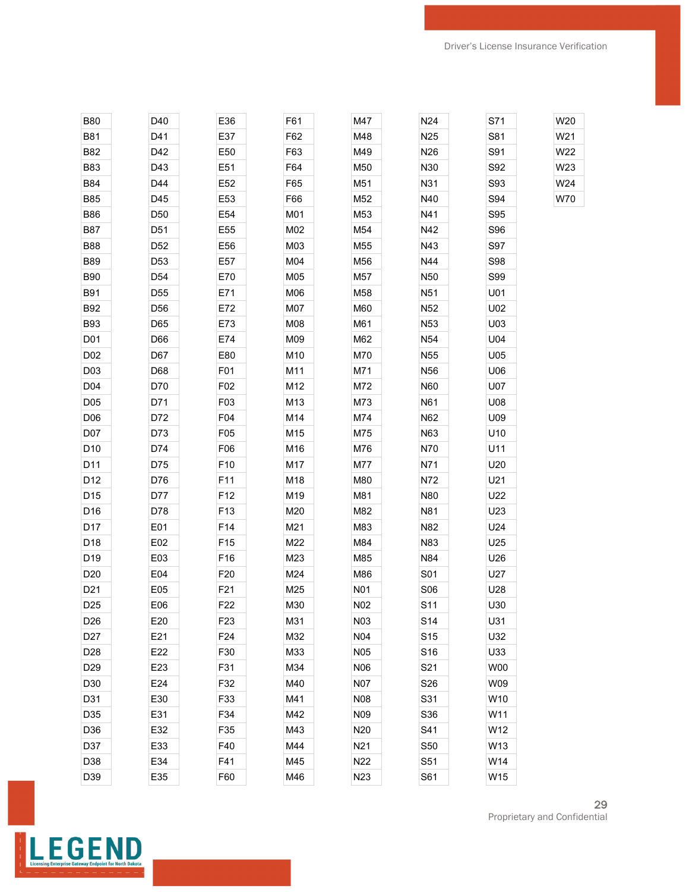| B80 | D40 | E36 | F61 | M47 | N24 | S71 | W20 |
|---|---|---|---|---|---|---|---|
| B81 | D41 | E37 | F62 | M48 | N25 | S81 | W21 |
| B82 | D42 | E50 | F63 | M49 | N26 | S91 | W22 |
| B83 | D43 | E51 | F64 | M50 | N30 | S92 | W23 |
| B84 | D44 | E52 | F65 | M51 | N31 | S93 | W24 |
| B85 | D45 | E53 | F66 | M52 | N40 | S94 | W70 |
| B86 | D50 | E54 | M01 | M53 | N41 | S95 | |
| B87 | D51 | E55 | M02 | M54 | N42 | S96 | |
| B88 | D52 | E56 | M03 | M55 | N43 | S97 | |
| B89 | D53 | E57 | M04 | M56 | N44 | S98 | |
| B90 | D54 | E70 | M05 | M57 | N50 | S99 | |
| B91 | D55 | E71 | M06 | M58 | N51 | U01 | |
| B92 | D56 | E72 | M07 | M60 | N52 | U02 | |
| B93 | D65 | E73 | M08 | M61 | N53 | U03 | |
| D01 | D66 | E74 | M09 | M62 | N54 | U04 | |
| D02 | D67 | E80 | M10 | M70 | N55 | U05 | |
| D03 | D68 | F01 | M11 | M71 | N56 | U06 | |
| D04 | D70 | F02 | M12 | M72 | N60 | U07 | |
| D05 | D71 | F03 | M13 | M73 | N61 | U08 | |
| D06 | D72 | F04 | M14 | M74 | N62 | U09 | |
| D07 | D73 | F05 | M15 | M75 | N63 | U10 | |
| D10 | D74 | F06 | M16 | M76 | N70 | U11 | |
| D11 | D75 | F10 | M17 | M77 | N71 | U20 | |
| D12 | D76 | F11 | M18 | M80 | N72 | U21 | |
| D15 | D77 | F12 | M19 | M81 | N80 | U22 | |
| D16 | D78 | F13 | M20 | M82 | N81 | U23 | |
| D17 | E01 | F14 | M21 | M83 | N82 | U24 | |
| D18 | E02 | F15 | M22 | M84 | N83 | U25 | |
| D19 | E03 | F16 | M23 | M85 | N84 | U26 | |
| D20 | E04 | F20 | M24 | M86 | S01 | U27 | |
| D21 | E05 | F21 | M25 | N01 | S06 | U28 | |
| D25 | E06 | F22 | M30 | N02 | S11 | U30 | |
| D26 | E20 | F23 | M31 | N03 | S14 | U31 | |
| D27 | E21 | F24 | M32 | N04 | S15 | U32 | |
| D28 | E22 | F30 | M33 | N05 | S16 | U33 | |
| D29 | E23 | F31 | M34 | N06 | S21 | W00 | |
| D30 | E24 | F32 | M40 | N07 | S26 | W09 | |
| D31 | E30 | F33 | M41 | N08 | S31 | W10 | |
| D35 | E31 | F34 | M42 | N09 | S36 | W11 | |
| D36 | E32 | F35 | M43 | N20 | S41 | W12 | |
| D37 | E33 | F40 | M44 | N21 | S50 | W13 | |
| D38 | E34 | F41 | M45 | N22 | S51 | W14 | |
| D39 | E35 | F60 | M46 | N23 | S61 | W15 | |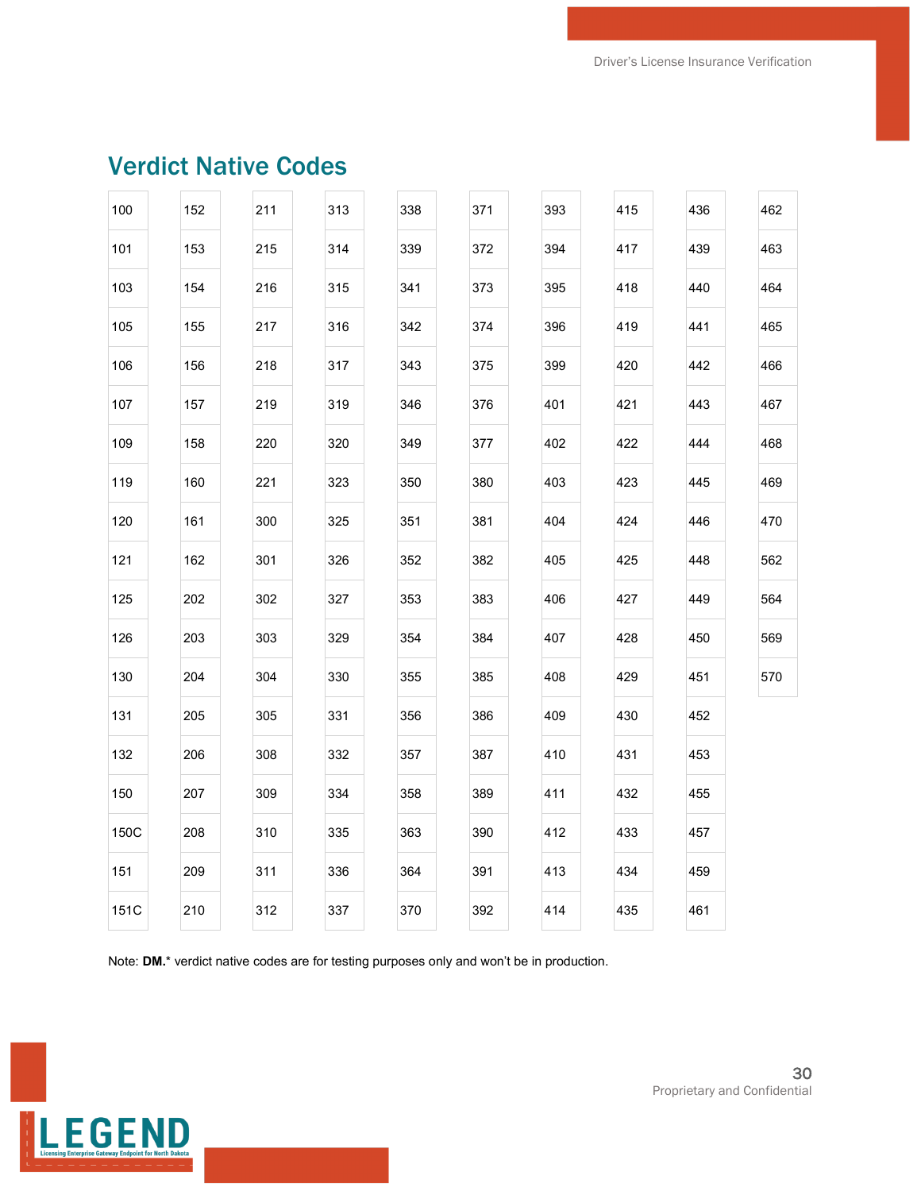## Verdict Native Codes

| | | | | | | | | | |
|---|---|---|---|---|---|---|---|---|---|
| 100 | 152 | 211 | 313 | 338 | 371 | 393 | 415 | 436 | 462 |
| 101 | 153 | 215 | 314 | 339 | 372 | 394 | 417 | 439 | 463 |
| 103 | 154 | 216 | 315 | 341 | 373 | 395 | 418 | 440 | 464 |
| 105 | 155 | 217 | 316 | 342 | 374 | 396 | 419 | 441 | 465 |
| 106 | 156 | 218 | 317 | 343 | 375 | 399 | 420 | 442 | 466 |
| 107 | 157 | 219 | 319 | 346 | 376 | 401 | 421 | 443 | 467 |
| 109 | 158 | 220 | 320 | 349 | 377 | 402 | 422 | 444 | 468 |
| 119 | 160 | 221 | 323 | 350 | 380 | 403 | 423 | 445 | 469 |
| 120 | 161 | 300 | 325 | 351 | 381 | 404 | 424 | 446 | 470 |
| 121 | 162 | 301 | 326 | 352 | 382 | 405 | 425 | 448 | 562 |
| 125 | 202 | 302 | 327 | 353 | 383 | 406 | 427 | 449 | 564 |
| 126 | 203 | 303 | 329 | 354 | 384 | 407 | 428 | 450 | 569 |
| 130 | 204 | 304 | 330 | 355 | 385 | 408 | 429 | 451 | 570 |
| 131 | 205 | 305 | 331 | 356 | 386 | 409 | 430 | 452 | |
| 132 | 206 | 308 | 332 | 357 | 387 | 410 | 431 | 453 | |
| 150 | 207 | 309 | 334 | 358 | 389 | 411 | 432 | 455 | |
| 150C | 208 | 310 | 335 | 363 | 390 | 412 | 433 | 457 | |
| 151 | 209 | 311 | 336 | 364 | 391 | 413 | 434 | 459 | |
| 151C | 210 | 312 | 337 | 370 | 392 | 414 | 435 | 461 | |

Note: **DM.*** verdict native codes are for testing purposes only and won't be in production.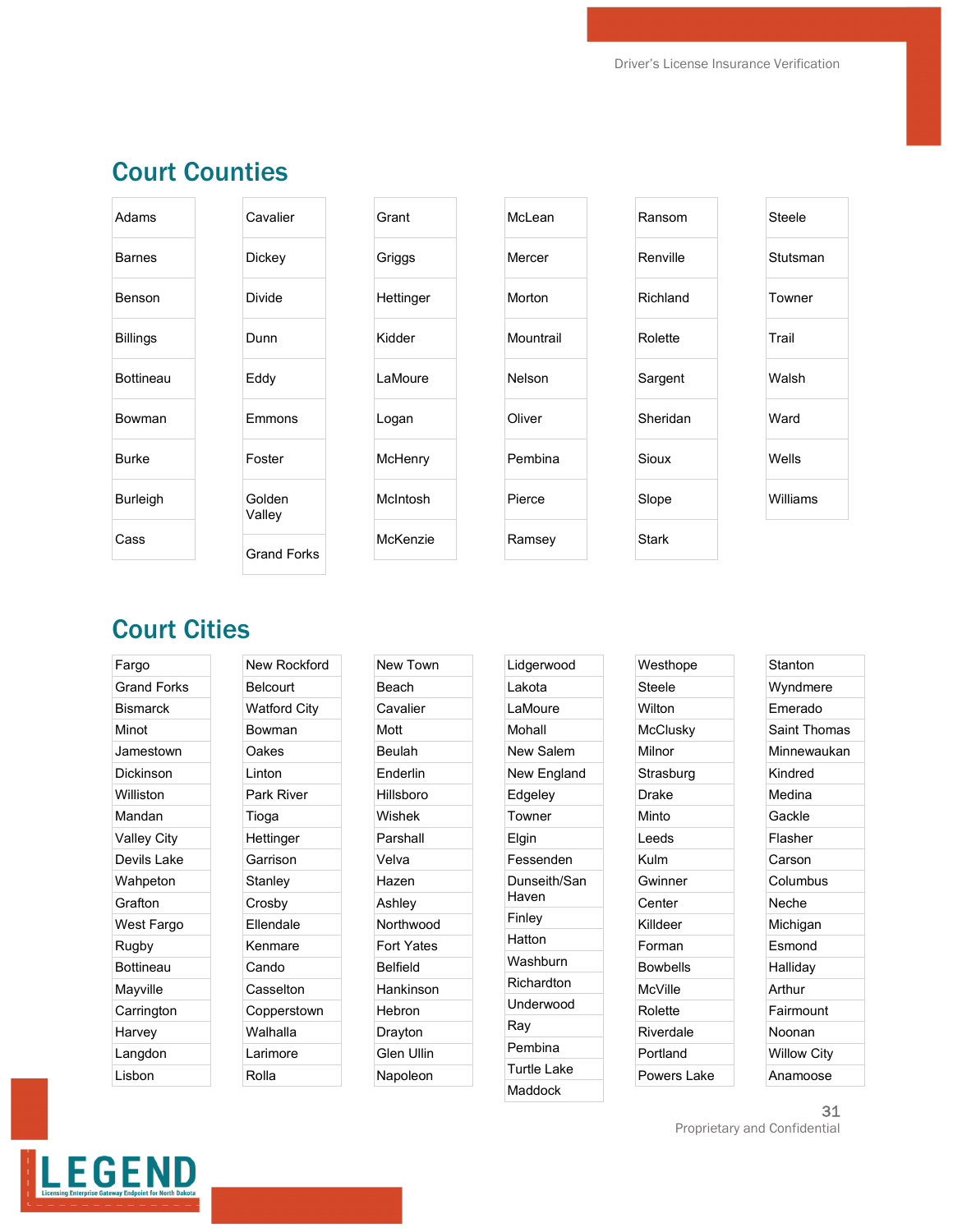## Court Counties

| | | | | | |
|---|---|---|---|---|---|
| Adams | Cavalier | Grant | McLean | Ransom | Steele |
| Barnes | Dickey | Griggs | Mercer | Renville | Stutsman |
| Benson | Divide | Hettinger | Morton | Richland | Towner |
| Billings | Dunn | Kidder | Mountrail | Rolette | Trail |
| Bottineau | Eddy | LaMoure | Nelson | Sargent | Walsh |
| Bowman | Emmons | Logan | Oliver | Sheridan | Ward |
| Burke | Foster | McHenry | Pembina | Sioux | Wells |
| Burleigh | Golden Valley | McIntosh | Pierce | Slope | Williams |
| Cass | Grand Forks | McKenzie | Ramsey | Stark | |

## Court Cities

| | | | | | |
|---|---|---|---|---|---|
| Fargo | New Rockford | New Town | Lidgerwood | Westhope | Stanton |
| Grand Forks | Belcourt | Beach | Lakota | Steele | Wyndmere |
| Bismarck | Watford City | Cavalier | LaMoure | Wilton | Emerado |
| Minot | Bowman | Mott | Mohall | McClusky | Saint Thomas |
| Jamestown | Oakes | Beulah | New Salem | Milnor | Minnewaukan |
| Dickinson | Linton | Enderlin | New England | Strasburg | Kindred |
| Williston | Park River | Hillsboro | Edgeley | Drake | Medina |
| Mandan | Tioga | Wishek | Towner | Minto | Gackle |
| Valley City | Hettinger | Parshall | Elgin | Leeds | Flasher |
| Devils Lake | Garrison | Velva | Fessenden | Kulm | Carson |
| Wahpeton | Stanley | Hazen | Dunseith/San Haven | Gwinner | Columbus |
| Grafton | Crosby | Ashley | Finley | Center | Neche |
| West Fargo | Ellendale | Northwood | Hatton | Killdeer | Michigan |
| Rugby | Kenmare | Fort Yates | Washburn | Forman | Esmond |
| Bottineau | Cando | Belfield | Richardton | Bowbells | Halliday |
| Mayville | Casselton | Hankinson | Underwood | McVille | Arthur |
| Carrington | Copperstown | Hebron | Ray | Rolette | Fairmount |
| Harvey | Walhalla | Drayton | Pembina | Riverdale | Noonan |
| Langdon | Larimore | Glen Ullin | Turtle Lake | Portland | Willow City |
| Lisbon | Rolla | Napoleon | Maddock | Powers Lake | Anamoose |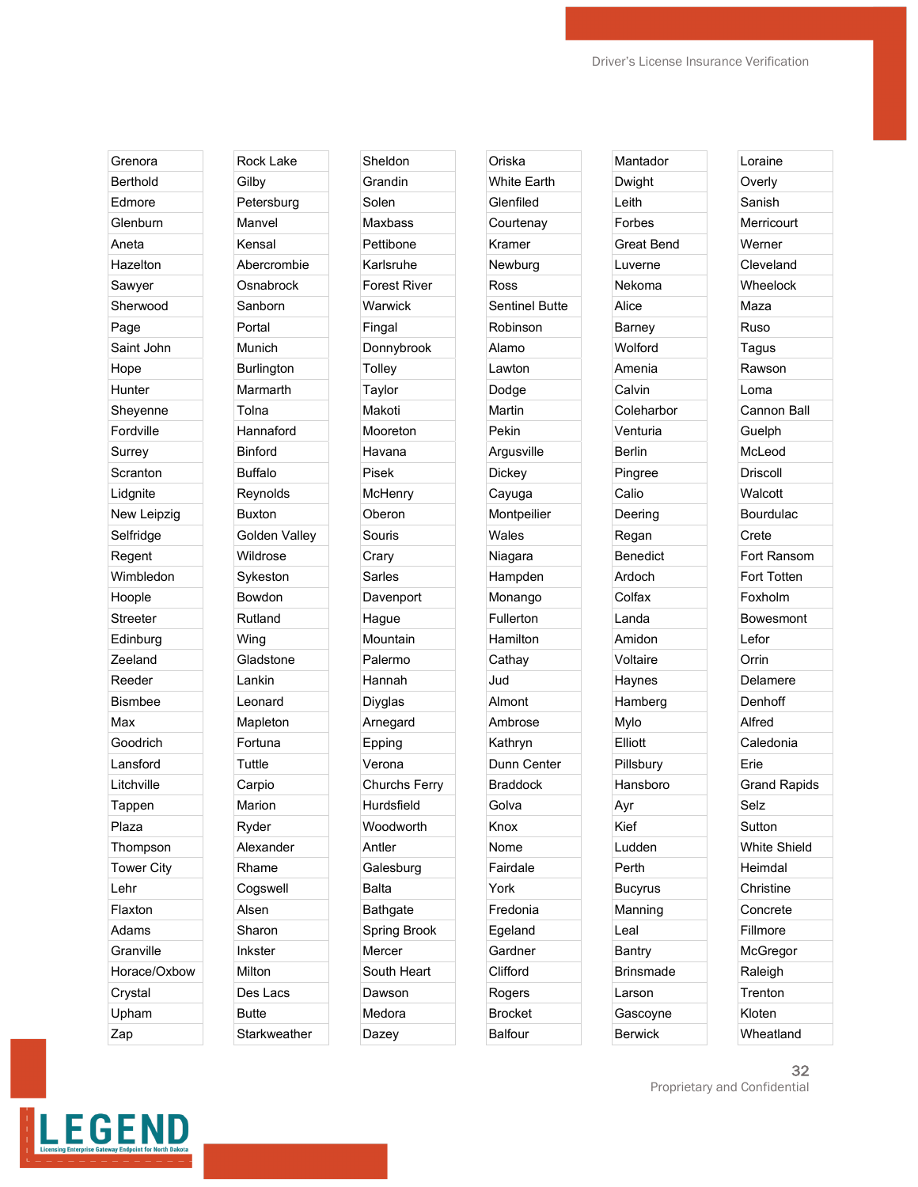| | | | | | |
|---|---|---|---|---|---|
| Grenora | Rock Lake | Sheldon | Oriska | Mantador | Loraine |
| Berthold | Gilby | Grandin | White Earth | Dwight | Overly |
| Edmore | Petersburg | Solen | Glenfiled | Leith | Sanish |
| Glenburn | Manvel | Maxbass | Courtenay | Forbes | Merricourt |
| Aneta | Kensal | Pettibone | Kramer | Great Bend | Werner |
| Hazelton | Abercrombie | Karlsruhe | Newburg | Luverne | Cleveland |
| Sawyer | Osnabrock | Forest River | Ross | Nekoma | Wheelock |
| Sherwood | Sanborn | Warwick | Sentinel Butte | Alice | Maza |
| Page | Portal | Fingal | Robinson | Barney | Ruso |
| Saint John | Munich | Donnybrook | Alamo | Wolford | Tagus |
| Hope | Burlington | Tolley | Lawton | Amenia | Rawson |
| Hunter | Marmarth | Taylor | Dodge | Calvin | Loma |
| Sheyenne | Tolna | Makoti | Martin | Coleharbor | Cannon Ball |
| Fordville | Hannaford | Mooreton | Pekin | Venturia | Guelph |
| Surrey | Binford | Havana | Argusville | Berlin | McLeod |
| Scranton | Buffalo | Pisek | Dickey | Pingree | Driscoll |
| Lidgnite | Reynolds | McHenry | Cayuga | Calio | Walcott |
| New Leipzig | Buxton | Oberon | Montpeilier | Deering | Bourdulac |
| Selfridge | Golden Valley | Souris | Wales | Regan | Crete |
| Regent | Wildrose | Crary | Niagara | Benedict | Fort Ransom |
| Wimbledon | Sykeston | Sarles | Hampden | Ardoch | Fort Totten |
| Hoople | Bowdon | Davenport | Monango | Colfax | Foxholm |
| Streeter | Rutland | Hague | Fullerton | Landa | Bowesmont |
| Edinburg | Wing | Mountain | Hamilton | Amidon | Lefor |
| Zeeland | Gladstone | Palermo | Cathay | Voltaire | Orrin |
| Reeder | Lankin | Hannah | Jud | Haynes | Delamere |
| Bismbee | Leonard | Diyglas | Almont | Hamberg | Denhoff |
| Max | Mapleton | Arnegard | Ambrose | Mylo | Alfred |
| Goodrich | Fortuna | Epping | Kathryn | Elliott | Caledonia |
| Lansford | Tuttle | Verona | Dunn Center | Pillsbury | Erie |
| Litchville | Carpio | Churchs Ferry | Braddock | Hansboro | Grand Rapids |
| Tappen | Marion | Hurdsfield | Golva | Ayr | Selz |
| Plaza | Ryder | Woodworth | Knox | Kief | Sutton |
| Thompson | Alexander | Antler | Nome | Ludden | White Shield |
| Tower City | Rhame | Galesburg | Fairdale | Perth | Heimdal |
| Lehr | Cogswell | Balta | York | Bucyrus | Christine |
| Flaxton | Alsen | Bathgate | Fredonia | Manning | Concrete |
| Adams | Sharon | Spring Brook | Egeland | Leal | Fillmore |
| Granville | Inkster | Mercer | Gardner | Bantry | McGregor |
| Horace/Oxbow | Milton | South Heart | Clifford | Brinsmade | Raleigh |
| Crystal | Des Lacs | Dawson | Rogers | Larson | Trenton |
| Upham | Butte | Medora | Brocket | Gascoyne | Kloten |
| Zap | Starkweather | Dazey | Balfour | Berwick | Wheatland |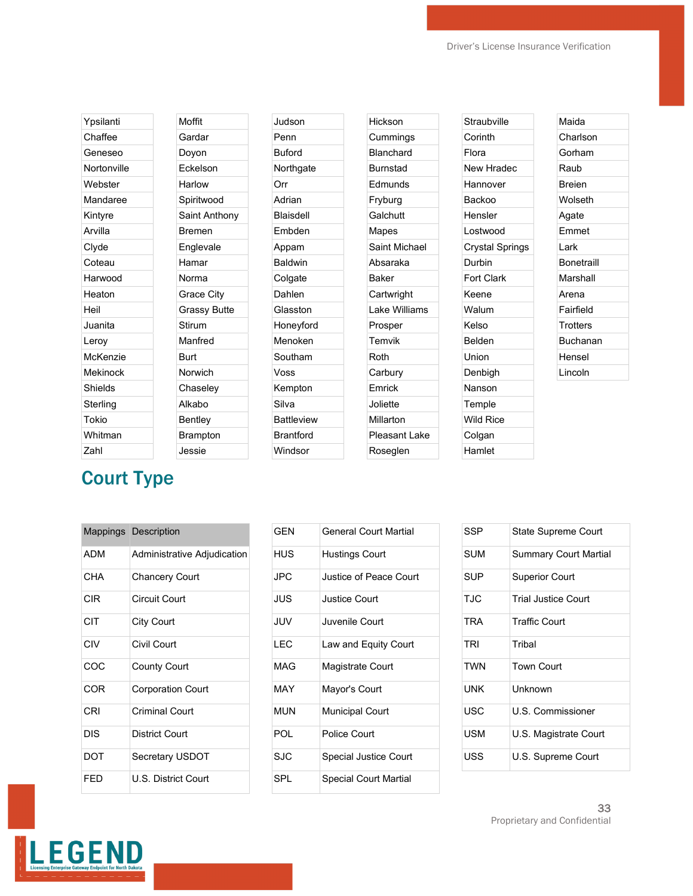| | | | | | |
|---|---|---|---|---|---|
| Ypsilanti | Moffit | Judson | Hickson | Straubville | Maida |
| Chaffee | Gardar | Penn | Cummings | Corinth | Charlson |
| Geneseo | Doyon | Buford | Blanchard | Flora | Gorham |
| Nortonville | Eckelson | Northgate | Burnstad | New Hradec | Raub |
| Webster | Harlow | Orr | Edmunds | Hannover | Breien |
| Mandaree | Spiritwood | Adrian | Fryburg | Backoo | Wolseth |
| Kintyre | Saint Anthony | Blaisdell | Galchutt | Hensler | Agate |
| Arvilla | Bremen | Embden | Mapes | Lostwood | Emmet |
| Clyde | Englevale | Appam | Saint Michael | Crystal Springs | Lark |
| Coteau | Hamar | Baldwin | Absaraka | Durbin | Bonetraill |
| Harwood | Norma | Colgate | Baker | Fort Clark | Marshall |
| Heaton | Grace City | Dahlen | Cartwright | Keene | Arena |
| Heil | Grassy Butte | Glasston | Lake Williams | Walum | Fairfield |
| Juanita | Stirum | Honeyford | Prosper | Kelso | Trotters |
| Leroy | Manfred | Menoken | Temvik | Belden | Buchanan |
| McKenzie | Burt | Southam | Roth | Union | Hensel |
| Mekinock | Norwich | Voss | Carbury | Denbigh | Lincoln |
| Shields | Chaseley | Kempton | Emrick | Nanson | |
| Sterling | Alkabo | Silva | Joliette | Temple | |
| Tokio | Bentley | Battleview | Millarton | Wild Rice | |
| Whitman | Brampton | Brantford | Pleasant Lake | Colgan | |
| Zahl | Jessie | Windsor | Roseglen | Hamlet | |

## Court Type

| Mappings | Description |
|---|---|
| ADM | Administrative Adjudication |
| CHA | Chancery Court |
| CIR | Circuit Court |
| CIT | City Court |
| CIV | Civil Court |
| COC | County Court |
| COR | Corporation Court |
| CRI | Criminal Court |
| DIS | District Court |
| DOT | Secretary USDOT |
| FED | U.S. District Court |
| GEN | General Court Martial |
| HUS | Hustings Court |
| JPC | Justice of Peace Court |
| JUS | Justice Court |
| JUV | Juvenile Court |
| LEC | Law and Equity Court |
| MAG | Magistrate Court |
| MAY | Mayor's Court |
| MUN | Municipal Court |
| POL | Police Court |
| SJC | Special Justice Court |
| SPL | Special Court Martial |
| SSP | State Supreme Court |
| SUM | Summary Court Martial |
| SUP | Superior Court |
| TJC | Trial Justice Court |
| TRA | Traffic Court |
| TRI | Tribal |
| TWN | Town Court |
| UNK | Unknown |
| USC | U.S. Commissioner |
| USM | U.S. Magistrate Court |
| USS | U.S. Supreme Court |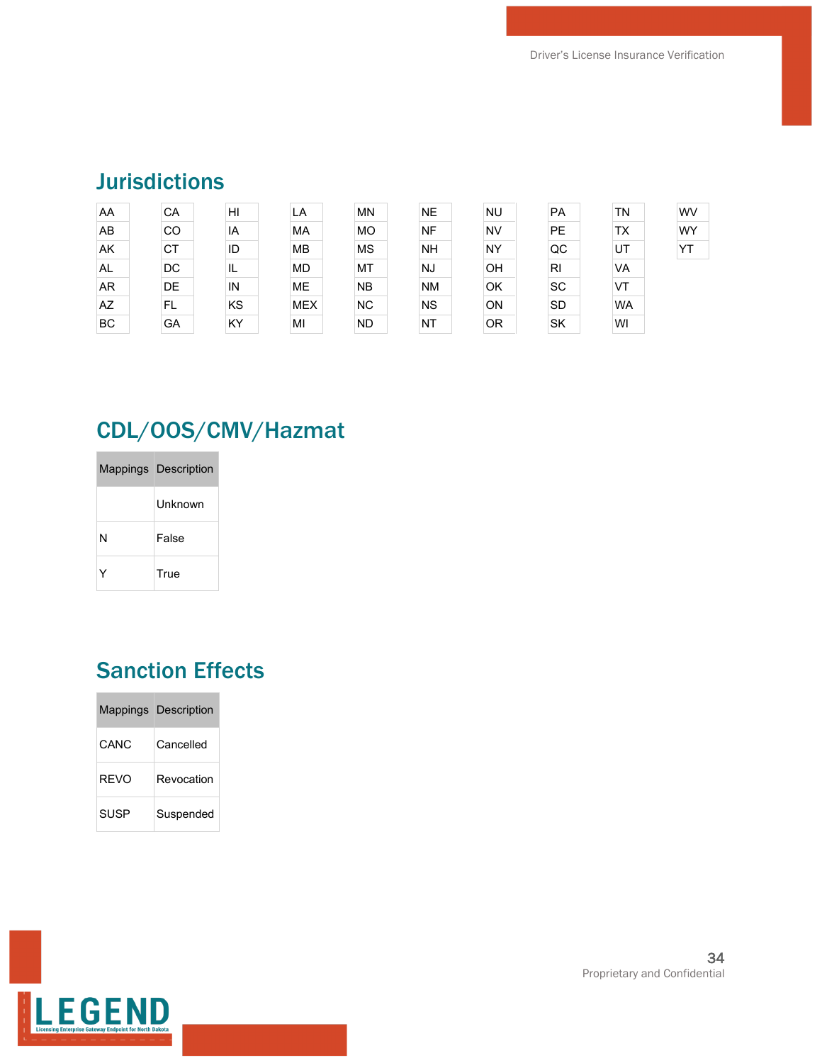## Jurisdictions

| | | | | | | | | | |
|---|---|---|---|---|---|---|---|---|---|
| AA | CA | HI | LA | MN | NE | NU | PA | TN | WV |
| AB | CO | IA | MA | MO | NF | NV | PE | TX | WY |
| AK | CT | ID | MB | MS | NH | NY | QC | UT | YT |
| AL | DC | IL | MD | MT | NJ | OH | RI | VA | |
| AR | DE | IN | ME | NB | NM | OK | SC | VT | |
| AZ | FL | KS | MEX | NC | NS | ON | SD | WA | |
| BC | GA | KY | MI | ND | NT | OR | SK | WI | |

## CDL/OOS/CMV/Hazmat

| Mappings | Description |
|---|---|
| | Unknown |
| N | False |
| Y | True |

## Sanction Effects

| Mappings | Description |
|---|---|
| CANC | Cancelled |
| REVO | Revocation |
| SUSP | Suspended |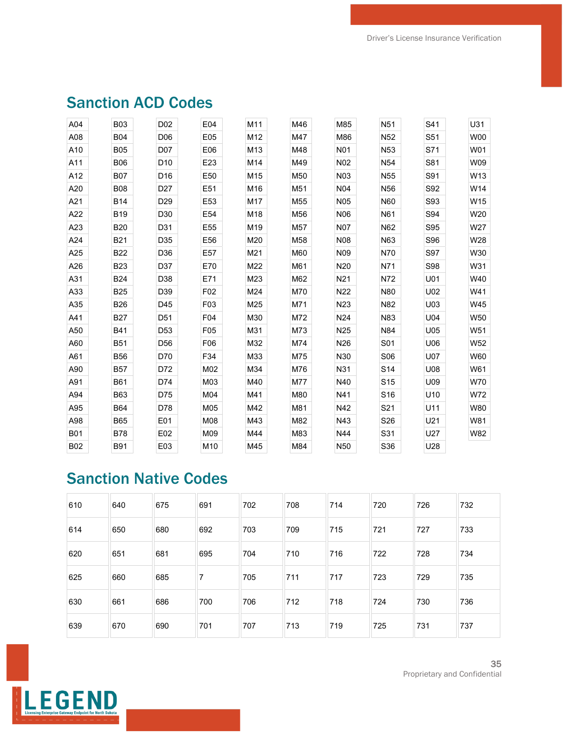## Sanction ACD Codes

| | | | | | | | | | |
|---|---|---|---|---|---|---|---|---|---|
| A04 | B03 | D02 | E04 | M11 | M46 | M85 | N51 | S41 | U31 |
| A08 | B04 | D06 | E05 | M12 | M47 | M86 | N52 | S51 | W00 |
| A10 | B05 | D07 | E06 | M13 | M48 | N01 | N53 | S71 | W01 |
| A11 | B06 | D10 | E23 | M14 | M49 | N02 | N54 | S81 | W09 |
| A12 | B07 | D16 | E50 | M15 | M50 | N03 | N55 | S91 | W13 |
| A20 | B08 | D27 | E51 | M16 | M51 | N04 | N56 | S92 | W14 |
| A21 | B14 | D29 | E53 | M17 | M55 | N05 | N60 | S93 | W15 |
| A22 | B19 | D30 | E54 | M18 | M56 | N06 | N61 | S94 | W20 |
| A23 | B20 | D31 | E55 | M19 | M57 | N07 | N62 | S95 | W27 |
| A24 | B21 | D35 | E56 | M20 | M58 | N08 | N63 | S96 | W28 |
| A25 | B22 | D36 | E57 | M21 | M60 | N09 | N70 | S97 | W30 |
| A26 | B23 | D37 | E70 | M22 | M61 | N20 | N71 | S98 | W31 |
| A31 | B24 | D38 | E71 | M23 | M62 | N21 | N72 | U01 | W40 |
| A33 | B25 | D39 | F02 | M24 | M70 | N22 | N80 | U02 | W41 |
| A35 | B26 | D45 | F03 | M25 | M71 | N23 | N82 | U03 | W45 |
| A41 | B27 | D51 | F04 | M30 | M72 | N24 | N83 | U04 | W50 |
| A50 | B41 | D53 | F05 | M31 | M73 | N25 | N84 | U05 | W51 |
| A60 | B51 | D56 | F06 | M32 | M74 | N26 | S01 | U06 | W52 |
| A61 | B56 | D70 | F34 | M33 | M75 | N30 | S06 | U07 | W60 |
| A90 | B57 | D72 | M02 | M34 | M76 | N31 | S14 | U08 | W61 |
| A91 | B61 | D74 | M03 | M40 | M77 | N40 | S15 | U09 | W70 |
| A94 | B63 | D75 | M04 | M41 | M80 | N41 | S16 | U10 | W72 |
| A95 | B64 | D78 | M05 | M42 | M81 | N42 | S21 | U11 | W80 |
| A98 | B65 | E01 | M08 | M43 | M82 | N43 | S26 | U21 | W81 |
| B01 | B78 | E02 | M09 | M44 | M83 | N44 | S31 | U27 | W82 |
| B02 | B91 | E03 | M10 | M45 | M84 | N50 | S36 | U28 | |

## Sanction Native Codes

| | | | | | | | | | |
|---|---|---|---|---|---|---|---|---|---|
| 610 | 640 | 675 | 691 | 702 | 708 | 714 | 720 | 726 | 732 |
| 614 | 650 | 680 | 692 | 703 | 709 | 715 | 721 | 727 | 733 |
| 620 | 651 | 681 | 695 | 704 | 710 | 716 | 722 | 728 | 734 |
| 625 | 660 | 685 | 7 | 705 | 711 | 717 | 723 | 729 | 735 |
| 630 | 661 | 686 | 700 | 706 | 712 | 718 | 724 | 730 | 736 |
| 639 | 670 | 690 | 701 | 707 | 713 | 719 | 725 | 731 | 737 |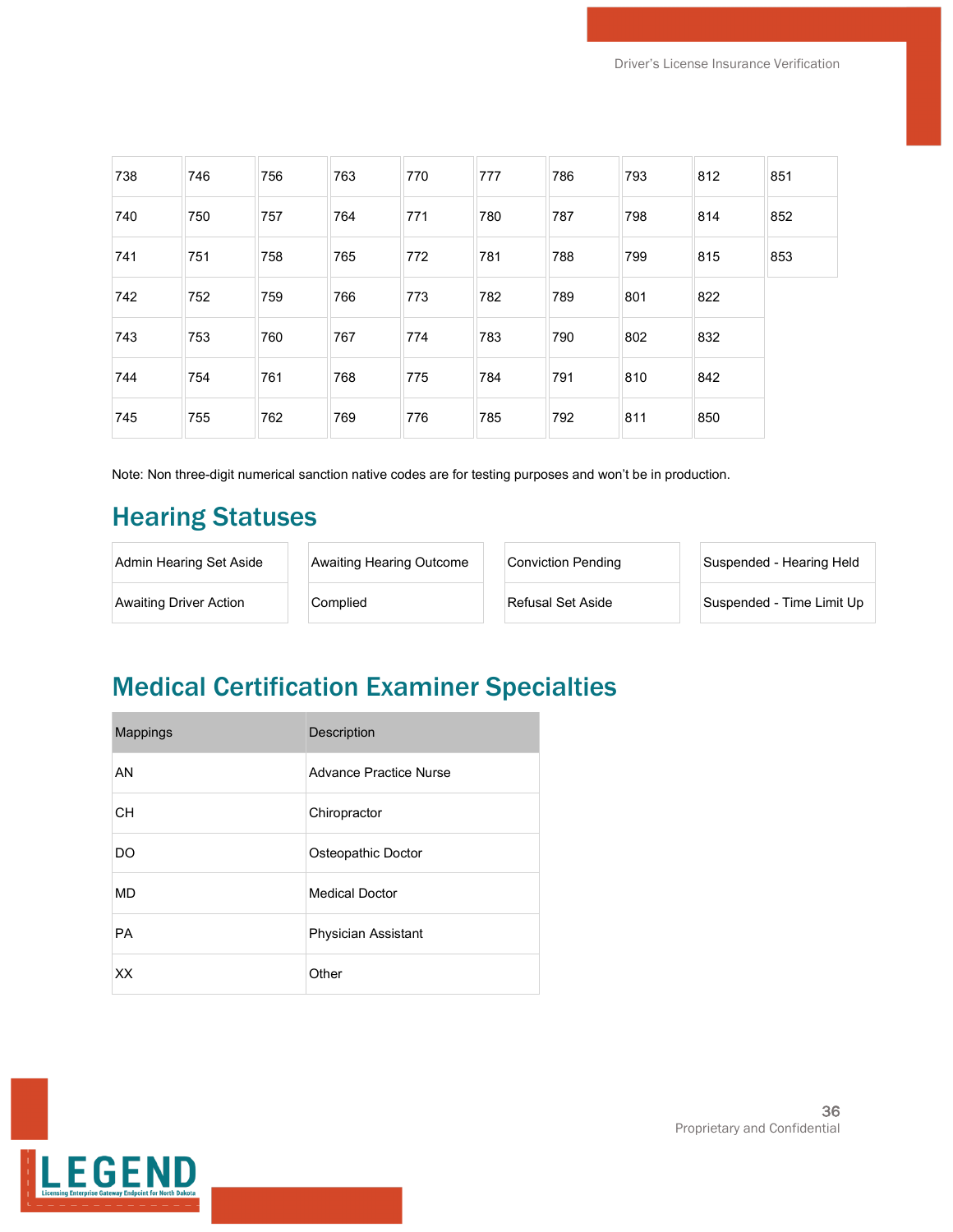| 738 | 746 | 756 | 763 | 770 | 777 | 786 | 793 | 812 | 851 |
|---|---|---|---|---|---|---|---|---|---|
| 740 | 750 | 757 | 764 | 771 | 780 | 787 | 798 | 814 | 852 |
| 741 | 751 | 758 | 765 | 772 | 781 | 788 | 799 | 815 | 853 |
| 742 | 752 | 759 | 766 | 773 | 782 | 789 | 801 | 822 | |
| 743 | 753 | 760 | 767 | 774 | 783 | 790 | 802 | 832 | |
| 744 | 754 | 761 | 768 | 775 | 784 | 791 | 810 | 842 | |
| 745 | 755 | 762 | 769 | 776 | 785 | 792 | 811 | 850 | |

Note: Non three-digit numerical sanction native codes are for testing purposes and won't be in production.

## Hearing Statuses

| Admin Hearing Set Aside | Awaiting Hearing Outcome | Conviction Pending | Suspended - Hearing Held |
|---|---|---|---|
| Awaiting Driver Action | Complied | Refusal Set Aside | Suspended - Time Limit Up |

## Medical Certification Examiner Specialties

| Mappings | Description |
|---|---|
| AN | Advance Practice Nurse |
| CH | Chiropractor |
| DO | Osteopathic Doctor |
| MD | Medical Doctor |
| PA | Physician Assistant |
| XX | Other |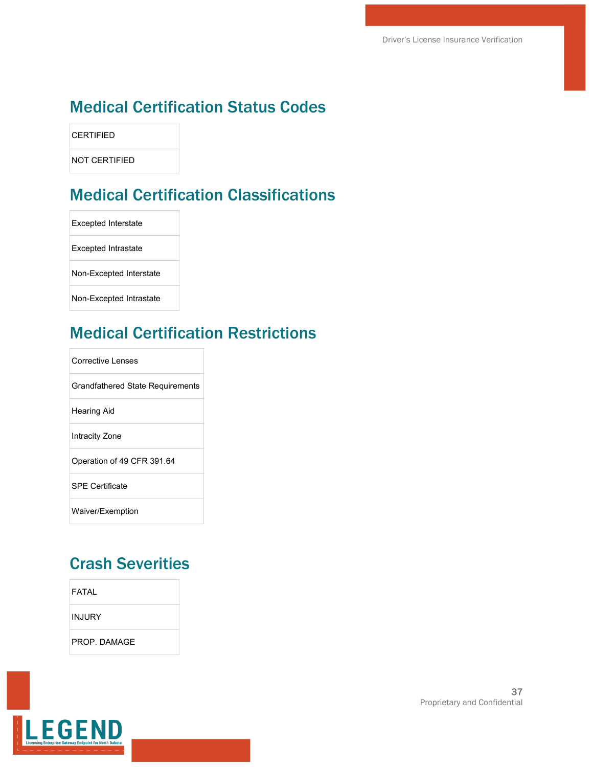## Medical Certification Status Codes

| |
|---|
| CERTIFIED |
| NOT CERTIFIED |

## Medical Certification Classifications

| |
|---|
| Excepted Interstate |
| Excepted Intrastate |
| Non-Excepted Interstate |
| Non-Excepted Intrastate |

## Medical Certification Restrictions

| |
|---|
| Corrective Lenses |
| Grandfathered State Requirements |
| Hearing Aid |
| Intracity Zone |
| Operation of 49 CFR 391.64 |
| SPE Certificate |
| Waiver/Exemption |

## Crash Severities

| |
|---|
| FATAL |
| INJURY |
| PROP. DAMAGE |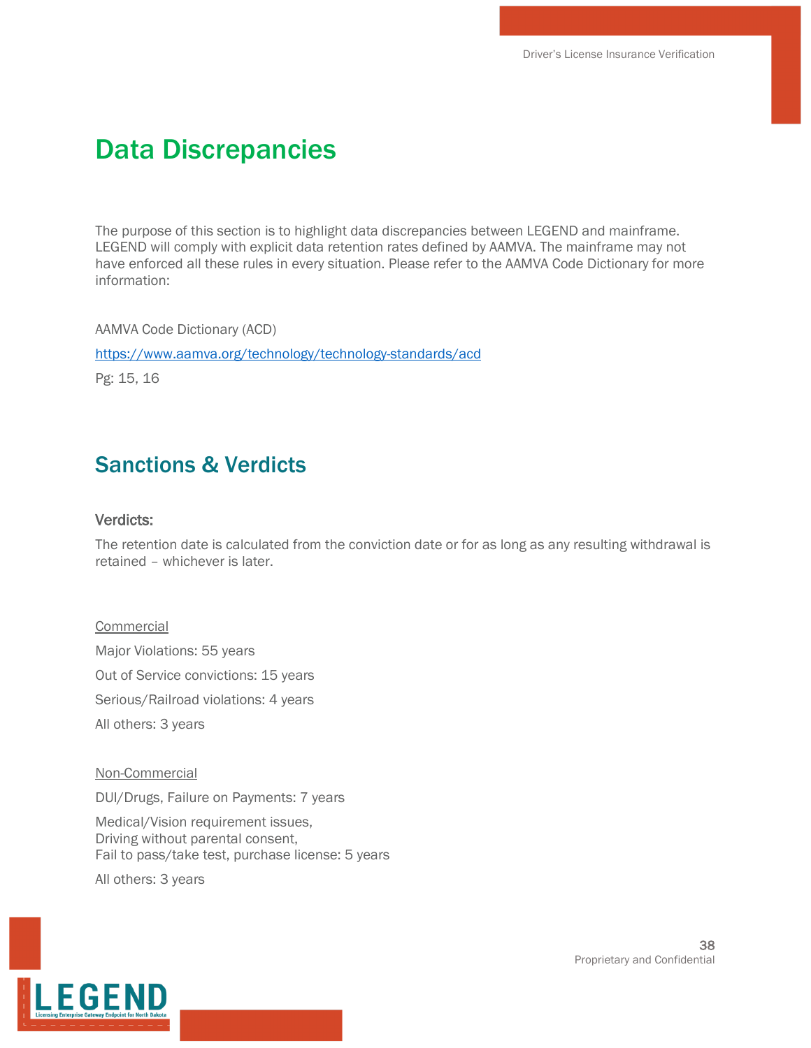# Data Discrepancies

The purpose of this section is to highlight data discrepancies between LEGEND and mainframe. LEGEND will comply with explicit data retention rates defined by AAMVA. The mainframe may not have enforced all these rules in every situation. Please refer to the AAMVA Code Dictionary for more information:

AAMVA Code Dictionary (ACD)

https://www.aamva.org/technology/technology-standards/acd

Pg: 15, 16

## Sanctions & Verdicts

### Verdicts:

The retention date is calculated from the conviction date or for as long as any resulting withdrawal is retained – whichever is later.

Commercial

Major Violations: 55 years

Out of Service convictions: 15 years

Serious/Railroad violations: 4 years

All others: 3 years

Non-Commercial

DUI/Drugs, Failure on Payments: 7 years

Medical/Vision requirement issues,
Driving without parental consent,
Fail to pass/take test, purchase license: 5 years

All others: 3 years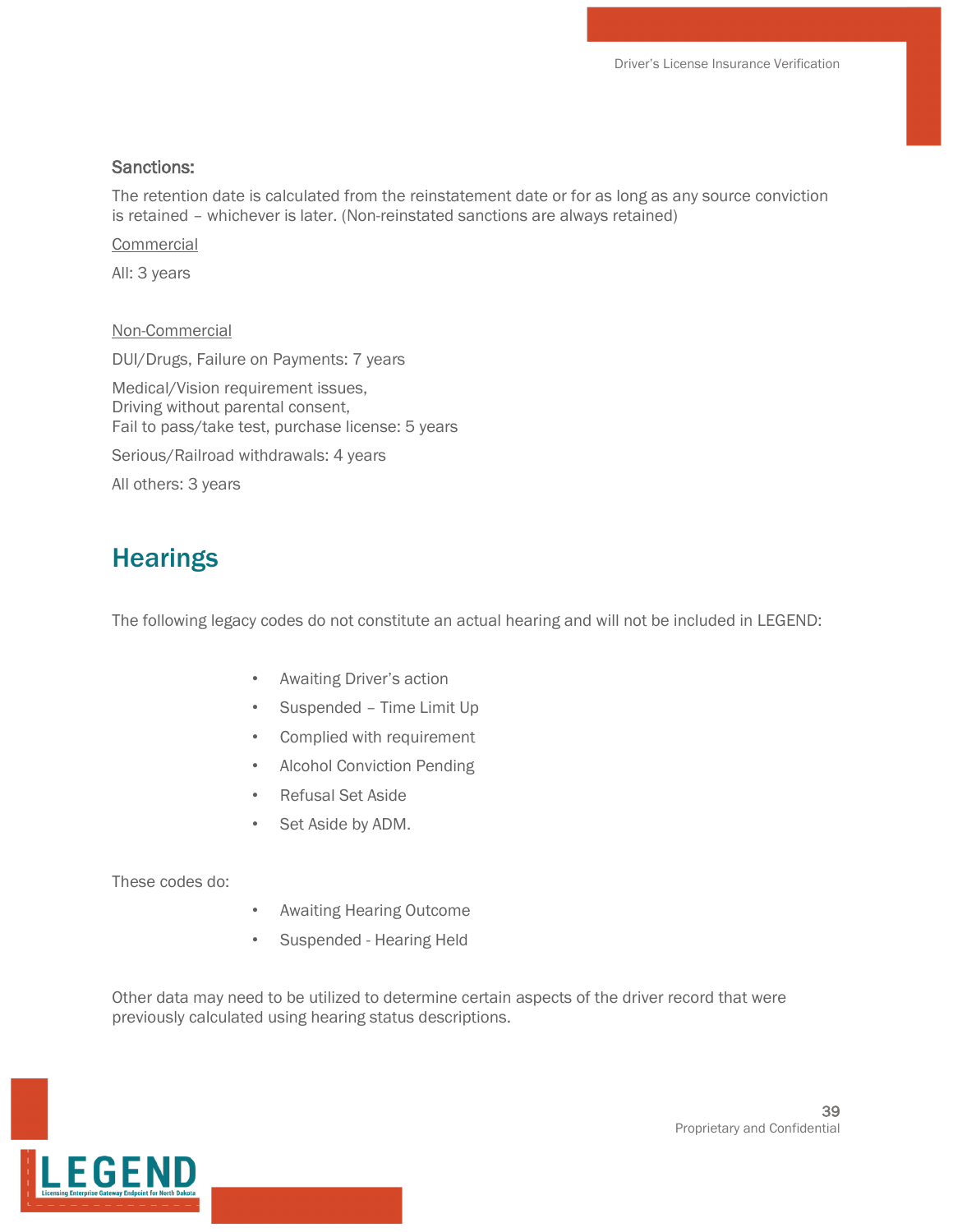### Sanctions:

The retention date is calculated from the reinstatement date or for as long as any source conviction is retained – whichever is later. (Non-reinstated sanctions are always retained)

Commercial

All: 3 years

Non-Commercial

DUI/Drugs, Failure on Payments: 7 years

Medical/Vision requirement issues,
Driving without parental consent,
Fail to pass/take test, purchase license: 5 years

Serious/Railroad withdrawals: 4 years

All others: 3 years

## Hearings

The following legacy codes do not constitute an actual hearing and will not be included in LEGEND:

- Awaiting Driver's action
- Suspended – Time Limit Up
- Complied with requirement
- Alcohol Conviction Pending
- Refusal Set Aside
- Set Aside by ADM.

These codes do:

- Awaiting Hearing Outcome
- Suspended - Hearing Held

Other data may need to be utilized to determine certain aspects of the driver record that were previously calculated using hearing status descriptions.